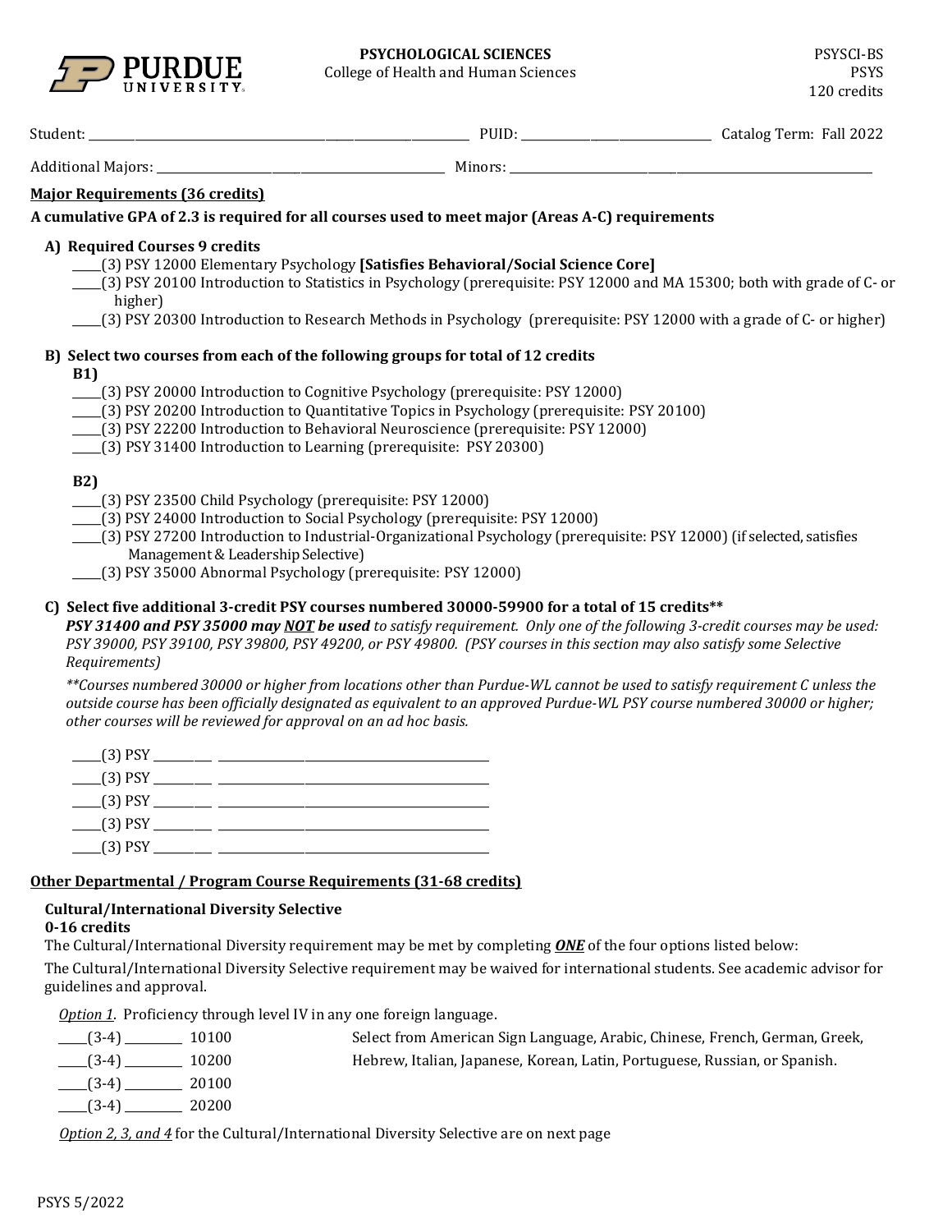PURDUE UNIVERSITY

**PSYCHOLOGICAL SCIENCES**
College of Health and Human Sciences

PSYSCI-BS
PSYS
120 credits

Student: ______________________________ PUID: ______________ Catalog Term: Fall 2022

Additional Majors: ______________________ Minors: ______________________________

## Major Requirements (36 credits)

**A cumulative GPA of 2.3 is required for all courses used to meet major (Areas A-C) requirements**

### A) Required Courses 9 credits

- _____(3) PSY 12000 Elementary Psychology **[Satisfies Behavioral/Social Science Core]**
- _____(3) PSY 20100 Introduction to Statistics in Psychology (prerequisite: PSY 12000 and MA 15300; both with grade of C- or higher)
- _____(3) PSY 20300 Introduction to Research Methods in Psychology (prerequisite: PSY 12000 with a grade of C- or higher)

### B) Select two courses from each of the following groups for total of 12 credits

**B1)**

- _____(3) PSY 20000 Introduction to Cognitive Psychology (prerequisite: PSY 12000)
- _____(3) PSY 20200 Introduction to Quantitative Topics in Psychology (prerequisite: PSY 20100)
- _____(3) PSY 22200 Introduction to Behavioral Neuroscience (prerequisite: PSY 12000)
- _____(3) PSY 31400 Introduction to Learning (prerequisite: PSY 20300)

**B2)**

- _____(3) PSY 23500 Child Psychology (prerequisite: PSY 12000)
- _____(3) PSY 24000 Introduction to Social Psychology (prerequisite: PSY 12000)
- _____(3) PSY 27200 Introduction to Industrial-Organizational Psychology (prerequisite: PSY 12000) (if selected, satisfies Management & Leadership Selective)
- _____(3) PSY 35000 Abnormal Psychology (prerequisite: PSY 12000)

### C) Select five additional 3-credit PSY courses numbered 30000-59900 for a total of 15 credits**

***PSY 31400 and PSY 35000 may NOT be used*** *to satisfy requirement. Only one of the following 3-credit courses may be used: PSY 39000, PSY 39100, PSY 39800, PSY 49200, or PSY 49800. (PSY courses in this section may also satisfy some Selective Requirements)*

*\*\*Courses numbered 30000 or higher from locations other than Purdue-WL cannot be used to satisfy requirement C unless the outside course has been officially designated as equivalent to an approved Purdue-WL PSY course numbered 30000 or higher; other courses will be reviewed for approval on an ad hoc basis.*

- _____(3) PSY ________ ______________________________
- _____(3) PSY ________ ______________________________
- _____(3) PSY ________ ______________________________
- _____(3) PSY ________ ______________________________
- _____(3) PSY ________ ______________________________

## Other Departmental / Program Course Requirements (31-68 credits)

### Cultural/International Diversity Selective

**0-16 credits**

The Cultural/International Diversity requirement may be met by completing ***ONE*** of the four options listed below:

The Cultural/International Diversity Selective requirement may be waived for international students. See academic advisor for guidelines and approval.

*Option 1*. Proficiency through level IV in any one foreign language.

- _____(3-4) ________ 10100
- _____(3-4) ________ 10200
- _____(3-4) ________ 20100
- _____(3-4) ________ 20200

Select from American Sign Language, Arabic, Chinese, French, German, Greek, Hebrew, Italian, Japanese, Korean, Latin, Portuguese, Russian, or Spanish.

*Option 2, 3, and 4* for the Cultural/International Diversity Selective are on next page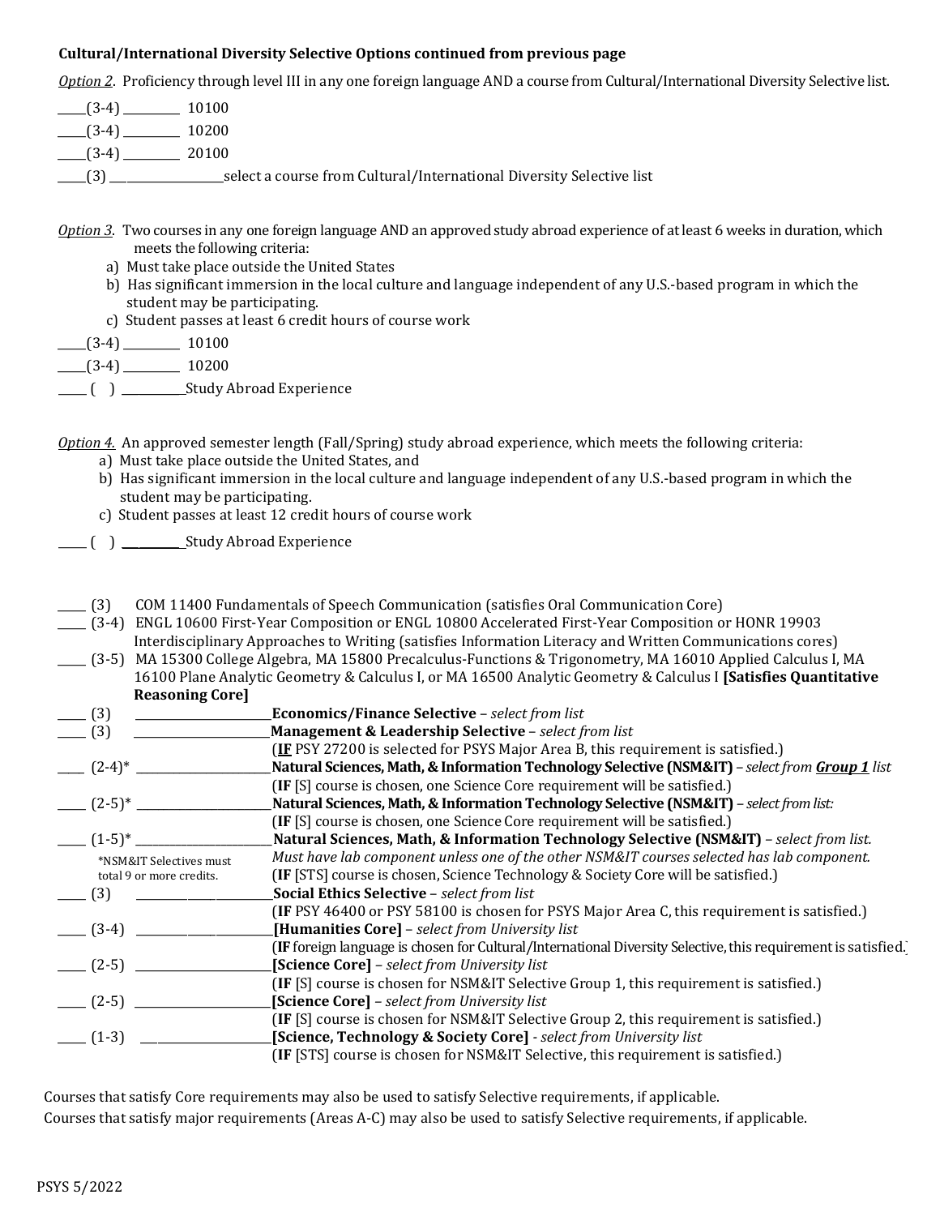**Cultural/International Diversity Selective Options continued from previous page**

*Option 2*. Proficiency through level III in any one foreign language AND a course from Cultural/International Diversity Selective list.

_____(3-4) __________ 10100
_____(3-4) __________ 10200
_____(3-4) __________ 20100
_____(3) ____________________select a course from Cultural/International Diversity Selective list

*Option 3*. Two courses in any one foreign language AND an approved study abroad experience of at least 6 weeks in duration, which meets the following criteria:

a) Must take place outside the United States
b) Has significant immersion in the local culture and language independent of any U.S.-based program in which the student may be participating.
c) Student passes at least 6 credit hours of course work

____(3-4) __________ 10100
____(3-4) __________ 10200
_____ ( ) ___________Study Abroad Experience

*Option 4*. An approved semester length (Fall/Spring) study abroad experience, which meets the following criteria:

a) Must take place outside the United States, and
b) Has significant immersion in the local culture and language independent of any U.S.-based program in which the student may be participating.
c) Student passes at least 12 credit hours of course work

_____ ( ) ___________Study Abroad Experience

_____ (3) COM 11400 Fundamentals of Speech Communication (satisfies Oral Communication Core)
_____ (3-4) ENGL 10600 First-Year Composition or ENGL 10800 Accelerated First-Year Composition or HONR 19903 Interdisciplinary Approaches to Writing (satisfies Information Literacy and Written Communications cores)
_____ (3-5) MA 15300 College Algebra, MA 15800 Precalculus-Functions & Trigonometry, MA 16010 Applied Calculus I, MA 16100 Plane Analytic Geometry & Calculus I, or MA 16500 Analytic Geometry & Calculus I **[Satisfies Quantitative Reasoning Core]**
____ (3) ________________________**Economics/Finance Selective** – *select from list*
____ (3) ________________________**Management & Leadership Selective** – *select from list*
(**IF** PSY 27200 is selected for PSYS Major Area B, this requirement is satisfied.)
____ (2-4)* ________________________**Natural Sciences, Math, & Information Technology Selective (NSM&IT)** – *select from **Group 1** list*
(**IF** [S] course is chosen, one Science Core requirement will be satisfied.)
____ (2-5)* ________________________**Natural Sciences, Math, & Information Technology Selective (NSM&IT)** – *select from list:*
(**IF** [S] course is chosen, one Science Core requirement will be satisfied.)
____ (1-5)* ________________________**Natural Sciences, Math, & Information Technology Selective (NSM&IT)** – *select from list. Must have lab component unless one of the other NSM&IT courses selected has lab component.*
(**IF** [STS] course is chosen, Science Technology & Society Core will be satisfied.)

*NSM&IT Selectives must total 9 or more credits.

____ (3) ________________________**Social Ethics Selective** – *select from list*
(**IF** PSY 46400 or PSY 58100 is chosen for PSYS Major Area C, this requirement is satisfied.)
____ (3-4) ________________________**[Humanities Core]** – *select from University list*
(**IF** foreign language is chosen for Cultural/International Diversity Selective, this requirement is satisfied.)
____ (2-5) ________________________**[Science Core]** – *select from University list*
(**IF** [S] course is chosen for NSM&IT Selective Group 1, this requirement is satisfied.)
____ (2-5) ________________________**[Science Core]** – *select from University list*
(**IF** [S] course is chosen for NSM&IT Selective Group 2, this requirement is satisfied.)
____ (1-3) ________________________**[Science, Technology & Society Core]** - *select from University list*
(**IF** [STS] course is chosen for NSM&IT Selective, this requirement is satisfied.)

Courses that satisfy Core requirements may also be used to satisfy Selective requirements, if applicable.
Courses that satisfy major requirements (Areas A-C) may also be used to satisfy Selective requirements, if applicable.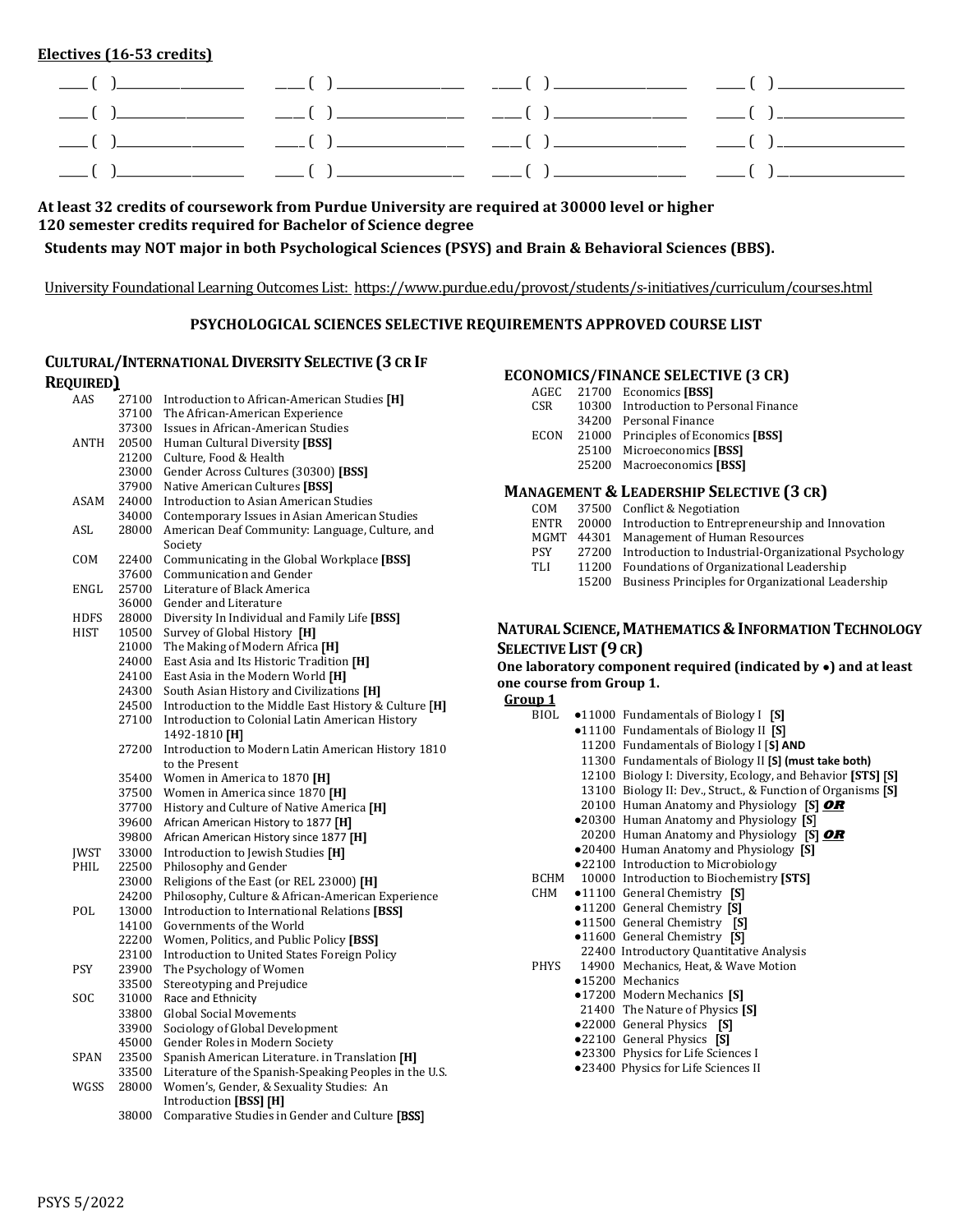## Electives (16-53 credits)

| | | | |
|---|---|---|---|
| ____ ( )________________ | ____ ( )________________ | ____ ( )________________ | ____ ( )________________ |
| ____ ( )________________ | ____ ( )________________ | ____ ( )________________ | ____ ( )________________ |
| ____ ( )________________ | ____ ( )________________ | ____ ( )________________ | ____ ( )________________ |
| ____ ( )________________ | ____ ( )________________ | ____ ( )________________ | ____ ( )________________ |

**At least 32 credits of coursework from Purdue University are required at 30000 level or higher**
**120 semester credits required for Bachelor of Science degree**

**Students may NOT major in both Psychological Sciences (PSYS) and Brain & Behavioral Sciences (BBS).**

University Foundational Learning Outcomes List: https://www.purdue.edu/provost/students/s-initiatives/curriculum/courses.html

### PSYCHOLOGICAL SCIENCES SELECTIVE REQUIREMENTS APPROVED COURSE LIST

#### CULTURAL/INTERNATIONAL DIVERSITY SELECTIVE (3 CR IF REQUIRED)

| | | |
|---|---|---|
| AAS | 27100 | Introduction to African-American Studies **[H]** |
| | 37100 | The African-American Experience |
| | 37300 | Issues in African-American Studies |
| ANTH | 20500 | Human Cultural Diversity **[BSS]** |
| | 21200 | Culture, Food & Health |
| | 23000 | Gender Across Cultures (30300) **[BSS]** |
| | 37900 | Native American Cultures **[BSS]** |
| ASAM | 24000 | Introduction to Asian American Studies |
| | 34000 | Contemporary Issues in Asian American Studies |
| ASL | 28000 | American Deaf Community: Language, Culture, and Society |
| COM | 22400 | Communicating in the Global Workplace **[BSS]** |
| | 37600 | Communication and Gender |
| ENGL | 25700 | Literature of Black America |
| | 36000 | Gender and Literature |
| HDFS | 28000 | Diversity In Individual and Family Life **[BSS]** |
| HIST | 10500 | Survey of Global History **[H]** |
| | 21000 | The Making of Modern Africa **[H]** |
| | 24000 | East Asia and Its Historic Tradition **[H]** |
| | 24100 | East Asia in the Modern World **[H]** |
| | 24300 | South Asian History and Civilizations **[H]** |
| | 24500 | Introduction to the Middle East History & Culture **[H]** |
| | 27100 | Introduction to Colonial Latin American History 1492-1810 **[H]** |
| | 27200 | Introduction to Modern Latin American History 1810 to the Present |
| | 35400 | Women in America to 1870 **[H]** |
| | 37500 | Women in America since 1870 **[H]** |
| | 37700 | History and Culture of Native America **[H]** |
| | 39600 | African American History to 1877 **[H]** |
| | 39800 | African American History since 1877 **[H]** |
| JWST | 33000 | Introduction to Jewish Studies **[H]** |
| PHIL | 22500 | Philosophy and Gender |
| | 23000 | Religions of the East (or REL 23000) **[H]** |
| | 24200 | Philosophy, Culture & African-American Experience |
| POL | 13000 | Introduction to International Relations **[BSS]** |
| | 14100 | Governments of the World |
| | 22200 | Women, Politics, and Public Policy **[BSS]** |
| | 23100 | Introduction to United States Foreign Policy |
| PSY | 23900 | The Psychology of Women |
| | 33500 | Stereotyping and Prejudice |
| SOC | 31000 | Race and Ethnicity |
| | 33800 | Global Social Movements |
| | 33900 | Sociology of Global Development |
| | 45000 | Gender Roles in Modern Society |
| SPAN | 23500 | Spanish American Literature. in Translation **[H]** |
| | 33500 | Literature of the Spanish-Speaking Peoples in the U.S. |
| WGSS | 28000 | Women's, Gender, & Sexuality Studies: An Introduction **[BSS] [H]** |
| | 38000 | Comparative Studies in Gender and Culture **[BSS]** |

#### ECONOMICS/FINANCE SELECTIVE (3 CR)

| | | |
|---|---|---|
| AGEC | 21700 | Economics **[BSS]** |
| CSR | 10300 | Introduction to Personal Finance |
| | 34200 | Personal Finance |
| ECON | 21000 | Principles of Economics **[BSS]** |
| | 25100 | Microeconomics **[BSS]** |
| | 25200 | Macroeconomics **[BSS]** |

#### MANAGEMENT & LEADERSHIP SELECTIVE (3 CR)

| | | |
|---|---|---|
| COM | 37500 | Conflict & Negotiation |
| ENTR | 20000 | Introduction to Entrepreneurship and Innovation |
| MGMT | 44301 | Management of Human Resources |
| PSY | 27200 | Introduction to Industrial-Organizational Psychology |
| TLI | 11200 | Foundations of Organizational Leadership |
| | 15200 | Business Principles for Organizational Leadership |

#### NATURAL SCIENCE, MATHEMATICS & INFORMATION TECHNOLOGY SELECTIVE LIST (9 CR)

**One laboratory component required (indicated by •) and at least one course from Group 1.**

**Group 1**

| | | |
|---|---|---|
| BIOL | •11000 | Fundamentals of Biology I **[S]** |
| | •11100 | Fundamentals of Biology II **[S]** |
| | 11200 | Fundamentals of Biology I **[S] AND** |
| | 11300 | Fundamentals of Biology II **[S] (must take both)** |
| | 12100 | Biology I: Diversity, Ecology, and Behavior **[STS] [S]** |
| | 13100 | Biology II: Dev., Struct., & Function of Organisms **[S]** |
| | 20100 | Human Anatomy and Physiology **[S]** ***OR*** |
| | •20300 | Human Anatomy and Physiology **[S]** |
| | 20200 | Human Anatomy and Physiology **[S]** ***OR*** |
| | •20400 | Human Anatomy and Physiology **[S]** |
| | •22100 | Introduction to Microbiology |
| BCHM | 10000 | Introduction to Biochemistry **[STS]** |
| CHM | •11100 | General Chemistry **[S]** |
| | •11200 | General Chemistry **[S]** |
| | •11500 | General Chemistry **[S]** |
| | •11600 | General Chemistry **[S]** |
| | 22400 | Introductory Quantitative Analysis |
| PHYS | 14900 | Mechanics, Heat, & Wave Motion |
| | •15200 | Mechanics |
| | •17200 | Modern Mechanics **[S]** |
| | 21400 | The Nature of Physics **[S]** |
| | •22000 | General Physics **[S]** |
| | •22100 | General Physics **[S]** |
| | •23300 | Physics for Life Sciences I |
| | •23400 | Physics for Life Sciences II |

PSYS 5/2022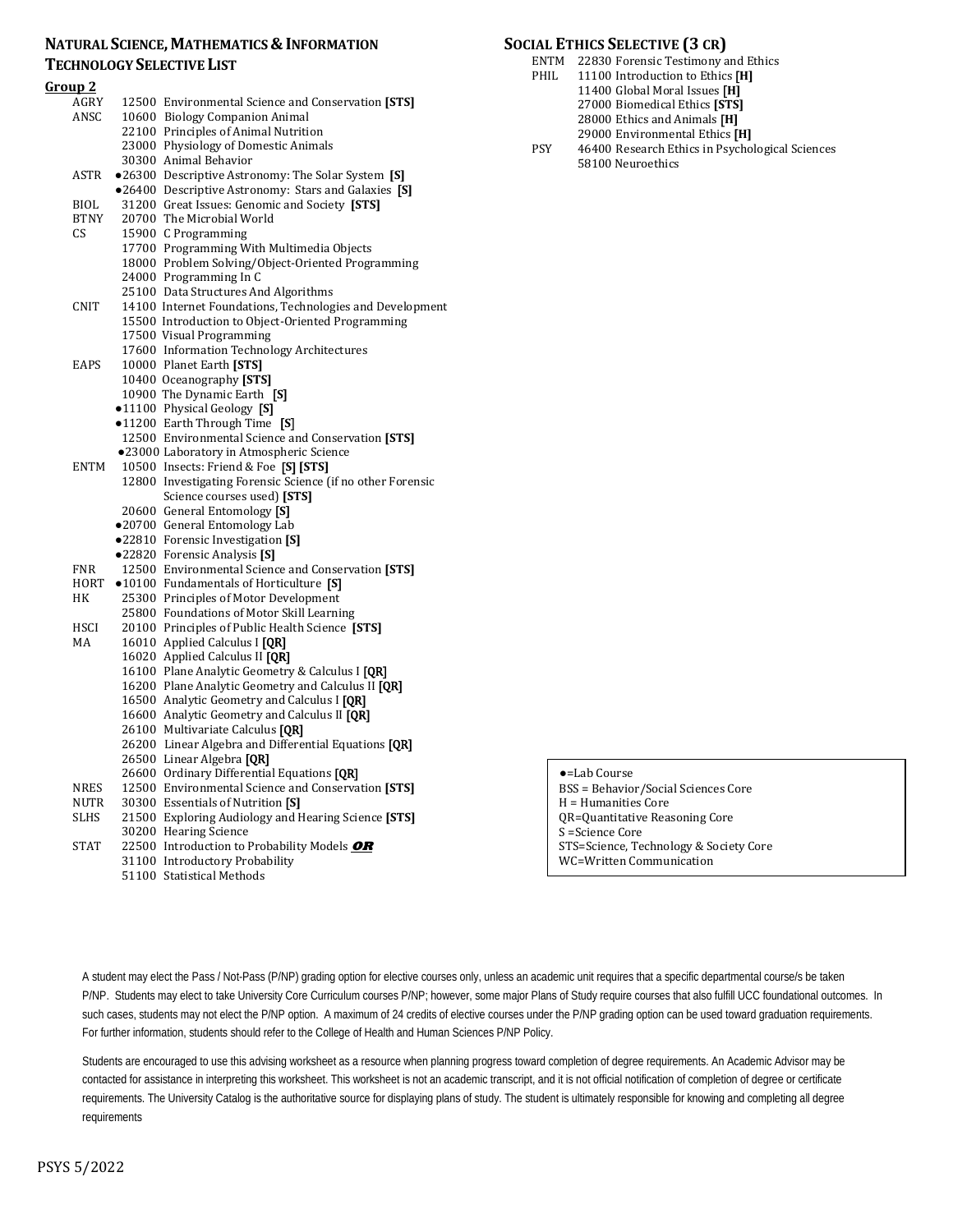## NATURAL SCIENCE, MATHEMATICS & INFORMATION TECHNOLOGY SELECTIVE LIST

**Group 2**

| | |
|---|---|
| AGRY | 12500 Environmental Science and Conservation **[STS]** |
| ANSC | 10600 Biology Companion Animal |
| | 22100 Principles of Animal Nutrition |
| | 23000 Physiology of Domestic Animals |
| | 30300 Animal Behavior |
| ASTR | ●26300 Descriptive Astronomy: The Solar System **[S]** |
| | ●26400 Descriptive Astronomy: Stars and Galaxies **[S]** |
| BIOL | 31200 Great Issues: Genomic and Society **[STS]** |
| BTNY | 20700 The Microbial World |
| CS | 15900 C Programming |
| | 17700 Programming With Multimedia Objects |
| | 18000 Problem Solving/Object-Oriented Programming |
| | 24000 Programming In C |
| | 25100 Data Structures And Algorithms |
| CNIT | 14100 Internet Foundations, Technologies and Development |
| | 15500 Introduction to Object-Oriented Programming |
| | 17500 Visual Programming |
| | 17600 Information Technology Architectures |
| EAPS | 10000 Planet Earth **[STS]** |
| | 10400 Oceanography **[STS]** |
| | 10900 The Dynamic Earth **[S]** |
| | ●11100 Physical Geology **[S]** |
| | ●11200 Earth Through Time **[S]** |
| | 12500 Environmental Science and Conservation **[STS]** |
| | ●23000 Laboratory in Atmospheric Science |
| ENTM | 10500 Insects: Friend & Foe **[S] [STS]** |
| | 12800 Investigating Forensic Science (if no other Forensic Science courses used) **[STS]** |
| | 20600 General Entomology **[S]** |
| | ●20700 General Entomology Lab |
| | ●22810 Forensic Investigation **[S]** |
| | ●22820 Forensic Analysis **[S]** |
| FNR | 12500 Environmental Science and Conservation **[STS]** |
| HORT | ●10100 Fundamentals of Horticulture **[S]** |
| HK | 25300 Principles of Motor Development |
| | 25800 Foundations of Motor Skill Learning |
| HSCI | 20100 Principles of Public Health Science **[STS]** |
| MA | 16010 Applied Calculus I **[QR]** |
| | 16020 Applied Calculus II **[QR]** |
| | 16100 Plane Analytic Geometry & Calculus I **[QR]** |
| | 16200 Plane Analytic Geometry and Calculus II **[QR]** |
| | 16500 Analytic Geometry and Calculus I **[QR]** |
| | 16600 Analytic Geometry and Calculus II **[QR]** |
| | 26100 Multivariate Calculus **[QR]** |
| | 26200 Linear Algebra and Differential Equations **[QR]** |
| | 26500 Linear Algebra **[QR]** |
| | 26600 Ordinary Differential Equations **[QR]** |
| NRES | 12500 Environmental Science and Conservation **[STS]** |
| NUTR | 30300 Essentials of Nutrition **[S]** |
| SLHS | 21500 Exploring Audiology and Hearing Science **[STS]** |
| | 30200 Hearing Science |
| STAT | 22500 Introduction to Probability Models ***OR*** |
| | 31100 Introductory Probability |
| | 51100 Statistical Methods |

## SOCIAL ETHICS SELECTIVE (3 CR)

| | |
|---|---|
| ENTM | 22830 Forensic Testimony and Ethics |
| PHIL | 11100 Introduction to Ethics **[H]** |
| | 11400 Global Moral Issues **[H]** |
| | 27000 Biomedical Ethics **[STS]** |
| | 28000 Ethics and Animals **[H]** |
| | 29000 Environmental Ethics **[H]** |
| PSY | 46400 Research Ethics in Psychological Sciences |
| | 58100 Neuroethics |

●=Lab Course
BSS = Behavior/Social Sciences Core
H = Humanities Core
QR=Quantitative Reasoning Core
S =Science Core
STS=Science, Technology & Society Core
WC=Written Communication

A student may elect the Pass / Not-Pass (P/NP) grading option for elective courses only, unless an academic unit requires that a specific departmental course/s be taken P/NP. Students may elect to take University Core Curriculum courses P/NP; however, some major Plans of Study require courses that also fulfill UCC foundational outcomes. In such cases, students may not elect the P/NP option. A maximum of 24 credits of elective courses under the P/NP grading option can be used toward graduation requirements. For further information, students should refer to the College of Health and Human Sciences P/NP Policy.

Students are encouraged to use this advising worksheet as a resource when planning progress toward completion of degree requirements. An Academic Advisor may be contacted for assistance in interpreting this worksheet. This worksheet is not an academic transcript, and it is not official notification of completion of degree or certificate requirements. The University Catalog is the authoritative source for displaying plans of study. The student is ultimately responsible for knowing and completing all degree requirements

PSYS 5/2022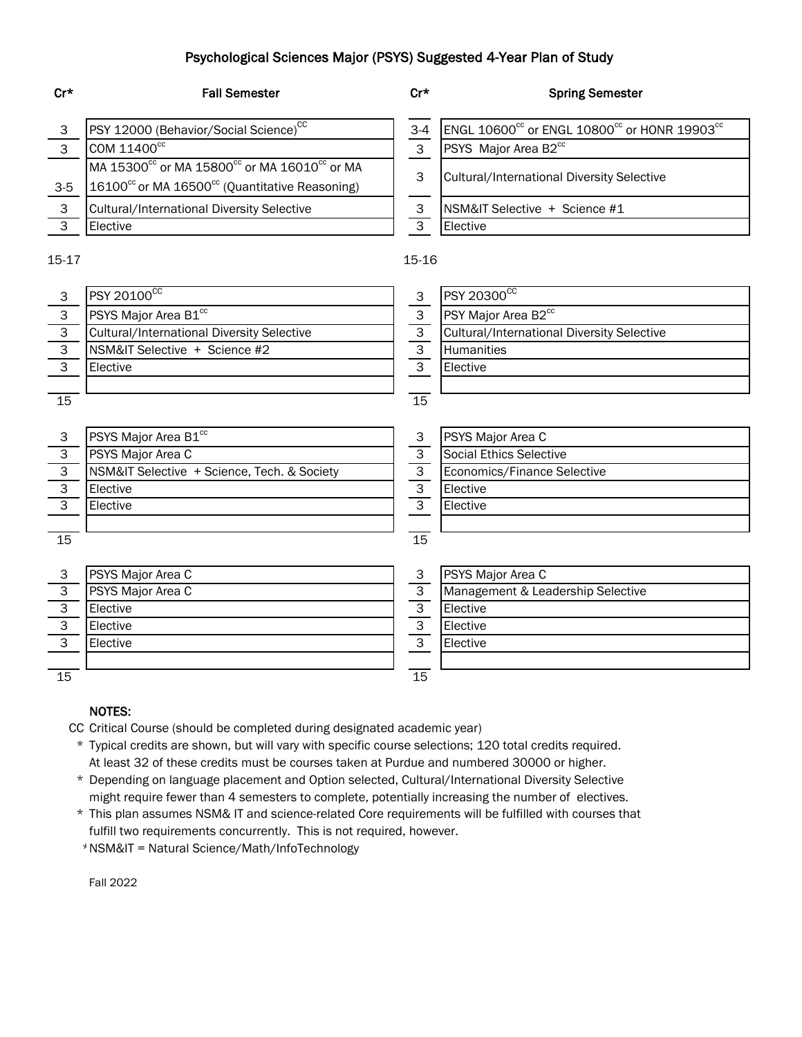# Psychological Sciences Major (PSYS) Suggested 4-Year Plan of Study

| Cr* | Fall Semester | Cr* | Spring Semester |
|---|---|---|---|
| 3 | PSY 12000 (Behavior/Social Science)[CC] | 3-4 | ENGL 10600[cc] or ENGL 10800[cc] or HONR 19903[cc] |
| 3 | COM 11400[cc] | 3 | PSYS Major Area B2[cc] |
| 3-5 | MA 15300[cc] or MA 15800[cc] or MA 16010[cc] or MA 16100[cc] or MA 16500[cc] (Quantitative Reasoning) | 3 | Cultural/International Diversity Selective |
| 3 | Cultural/International Diversity Selective | 3 | NSM&IT Selective + Science #1 |
| 3 | Elective | 3 | Elective |
| 15-17 | | 15-16 | |

| Cr* | Fall Semester | Cr* | Spring Semester |
|---|---|---|---|
| 3 | PSY 20100[CC] | 3 | PSY 20300[CC] |
| 3 | PSYS Major Area B1[cc] | 3 | PSY Major Area B2[cc] |
| 3 | Cultural/International Diversity Selective | 3 | Cultural/International Diversity Selective |
| 3 | NSM&IT Selective + Science #2 | 3 | Humanities |
| 3 | Elective | 3 | Elective |
| 15 | | 15 | |

| Cr* | Fall Semester | Cr* | Spring Semester |
|---|---|---|---|
| 3 | PSYS Major Area B1[cc] | 3 | PSYS Major Area C |
| 3 | PSYS Major Area C | 3 | Social Ethics Selective |
| 3 | NSM&IT Selective + Science, Tech. & Society | 3 | Economics/Finance Selective |
| 3 | Elective | 3 | Elective |
| 3 | Elective | 3 | Elective |
| 15 | | 15 | |

| Cr* | Fall Semester | Cr* | Spring Semester |
|---|---|---|---|
| 3 | PSYS Major Area C | 3 | PSYS Major Area C |
| 3 | PSYS Major Area C | 3 | Management & Leadership Selective |
| 3 | Elective | 3 | Elective |
| 3 | Elective | 3 | Elective |
| 3 | Elective | 3 | Elective |
| 15 | | 15 | |

**NOTES:**

CC Critical Course (should be completed during designated academic year)

* Typical credits are shown, but will vary with specific course selections; 120 total credits required. At least 32 of these credits must be courses taken at Purdue and numbered 30000 or higher.
* Depending on language placement and Option selected, Cultural/International Diversity Selective might require fewer than 4 semesters to complete, potentially increasing the number of electives.
* This plan assumes NSM& IT and science-related Core requirements will be fulfilled with courses that fulfill two requirements concurrently. This is not required, however.
* NSM&IT = Natural Science/Math/InfoTechnology

Fall 2022